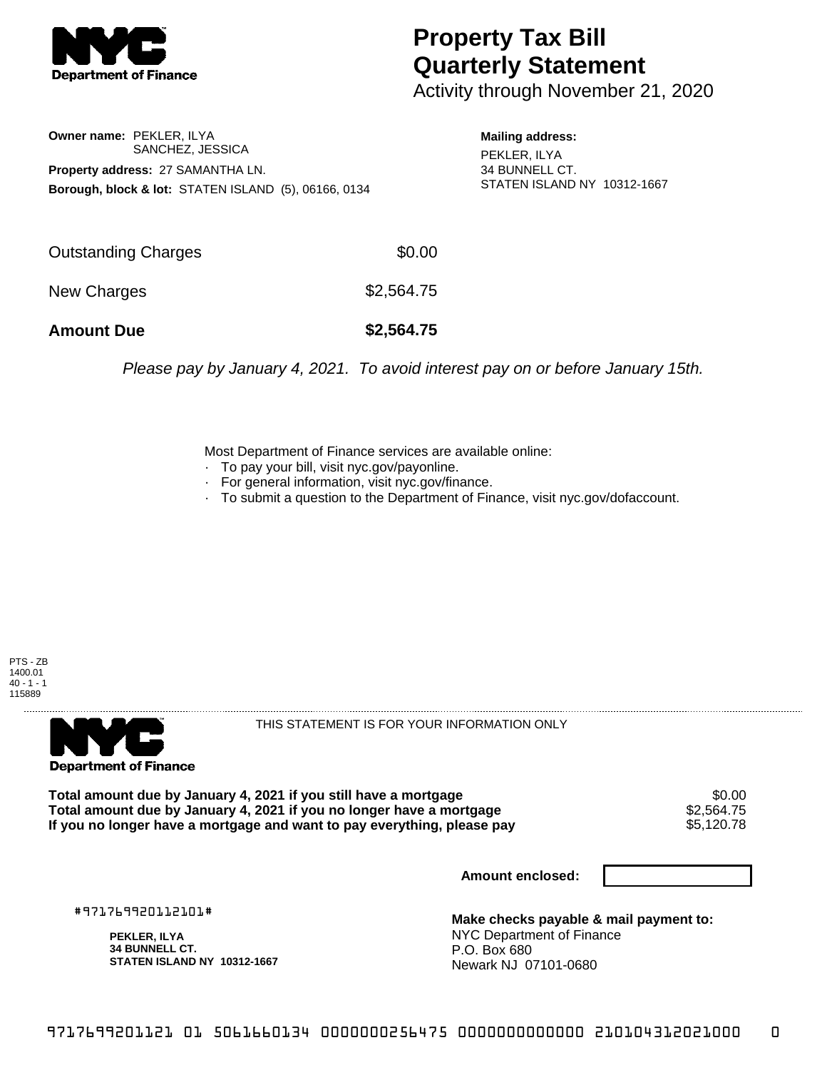# Property Tax Bill Quarterly Statement

Activity through November 21, 2020

**Owner name:** PEKLER, ILYA
SANCHEZ, JESSICA

**Property address:** 27 SAMANTHA LN.

**Borough, block & lot:** STATEN ISLAND (5), 06166, 0134

**Mailing address:**
PEKLER, ILYA
34 BUNNELL CT.
STATEN ISLAND NY 10312-1667

| | |
|---|---|
| Outstanding Charges | $0.00 |
| New Charges | $2,564.75 |
| **Amount Due** | **$2,564.75** |

*Please pay by January 4, 2021. To avoid interest pay on or before January 15th.*

Most Department of Finance services are available online:
- To pay your bill, visit nyc.gov/payonline.
- For general information, visit nyc.gov/finance.
- To submit a question to the Department of Finance, visit nyc.gov/dofaccount.

PTS - ZB
1400.01
40 - 1 - 1
115889

THIS STATEMENT IS FOR YOUR INFORMATION ONLY

| | |
|---|---|
| **Total amount due by January 4, 2021 if you still have a mortgage** | $0.00 |
| **Total amount due by January 4, 2021 if you no longer have a mortgage** | $2,564.75 |
| **If you no longer have a mortgage and want to pay everything, please pay** | $5,120.78 |

**Amount enclosed:**

#971769920112101#

**PEKLER, ILYA**
**34 BUNNELL CT.**
**STATEN ISLAND NY 10312-1667**

**Make checks payable & mail payment to:**
NYC Department of Finance
P.O. Box 680
Newark NJ 07101-0680

9717699201121 01 5061660134 0000000256475 0000000000000 210104312021000 0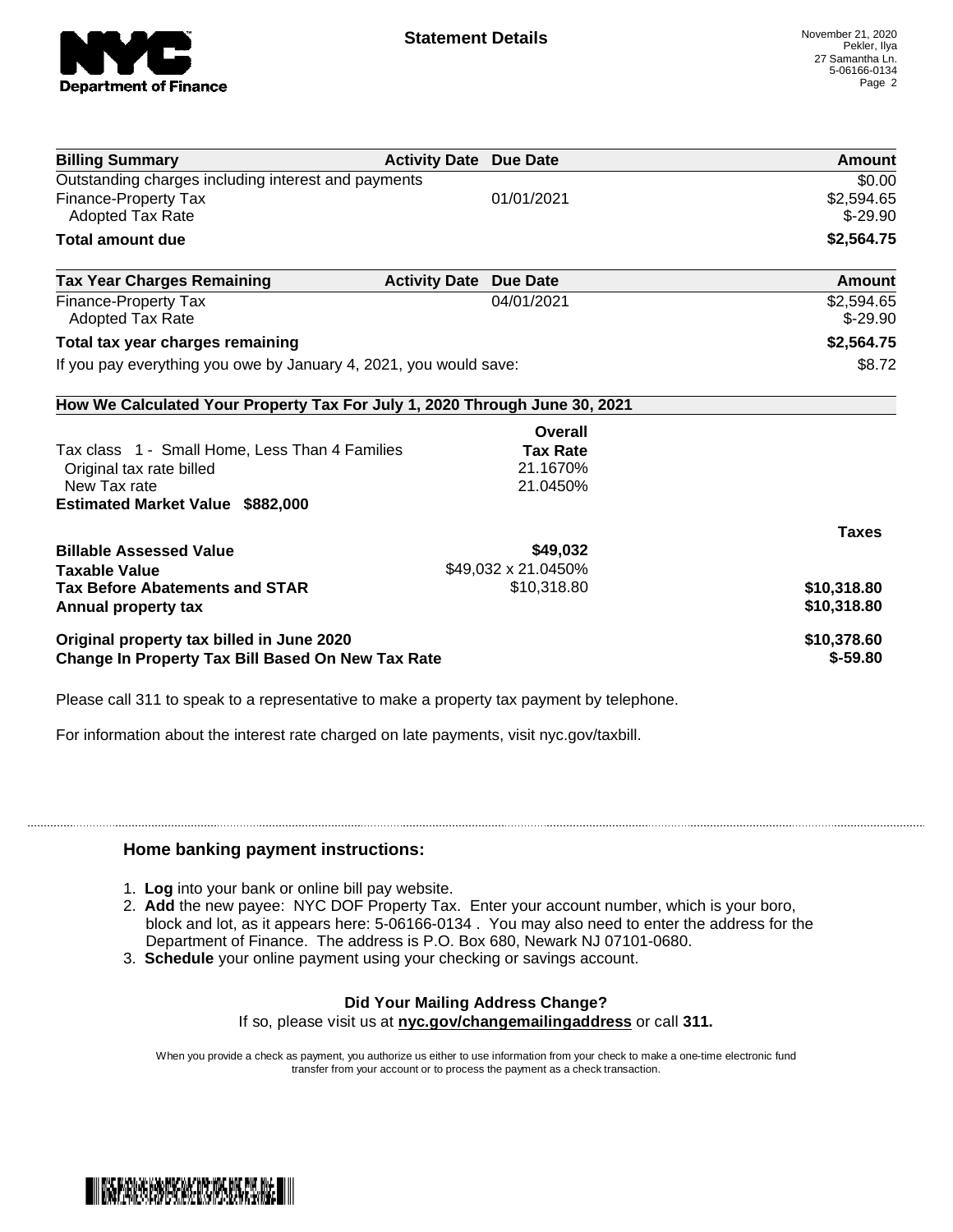**Statement Details**

November 21, 2020
Pekler, Ilya
27 Samantha Ln.
5-06166-0134

| Billing Summary | Activity Date | Due Date | Amount |
| --- | --- | --- | --- |
| Outstanding charges including interest and payments | | | $0.00 |
| Finance-Property Tax | | 01/01/2021 | $2,594.65 |
| Adopted Tax Rate | | | $-29.90 |
| **Total amount due** | | | **$2,564.75** |

| Tax Year Charges Remaining | Activity Date | Due Date | Amount |
| --- | --- | --- | --- |
| Finance-Property Tax | | 04/01/2021 | $2,594.65 |
| Adopted Tax Rate | | | $-29.90 |
| **Total tax year charges remaining** | | | **$2,564.75** |
| If you pay everything you owe by January 4, 2021, you would save: | | | $8.72 |

**How We Calculated Your Property Tax For July 1, 2020 Through June 30, 2021**

| | Overall Tax Rate | Taxes |
| --- | --- | --- |
| Tax class 1 - Small Home, Less Than 4 Families | | |
| Original tax rate billed | 21.1670% | |
| New Tax rate | 21.0450% | |
| **Estimated Market Value $882,000** | | |
| **Billable Assessed Value** | **$49,032** | |
| **Taxable Value** | $49,032 x 21.0450% | |
| **Tax Before Abatements and STAR** | $10,318.80 | **$10,318.80** |
| **Annual property tax** | | **$10,318.80** |
| **Original property tax billed in June 2020** | | **$10,378.60** |
| **Change In Property Tax Bill Based On New Tax Rate** | | **$-59.80** |

Please call 311 to speak to a representative to make a property tax payment by telephone.

For information about the interest rate charged on late payments, visit nyc.gov/taxbill.

## Home banking payment instructions:

1. **Log** into your bank or online bill pay website.
2. **Add** the new payee: NYC DOF Property Tax. Enter your account number, which is your boro, block and lot, as it appears here: 5-06166-0134 . You may also need to enter the address for the Department of Finance. The address is P.O. Box 680, Newark NJ 07101-0680.
3. **Schedule** your online payment using your checking or savings account.

**Did Your Mailing Address Change?**
If so, please visit us at **nyc.gov/changemailingaddress** or call **311.**

When you provide a check as payment, you authorize us either to use information from your check to make a one-time electronic fund transfer from your account or to process the payment as a check transaction.